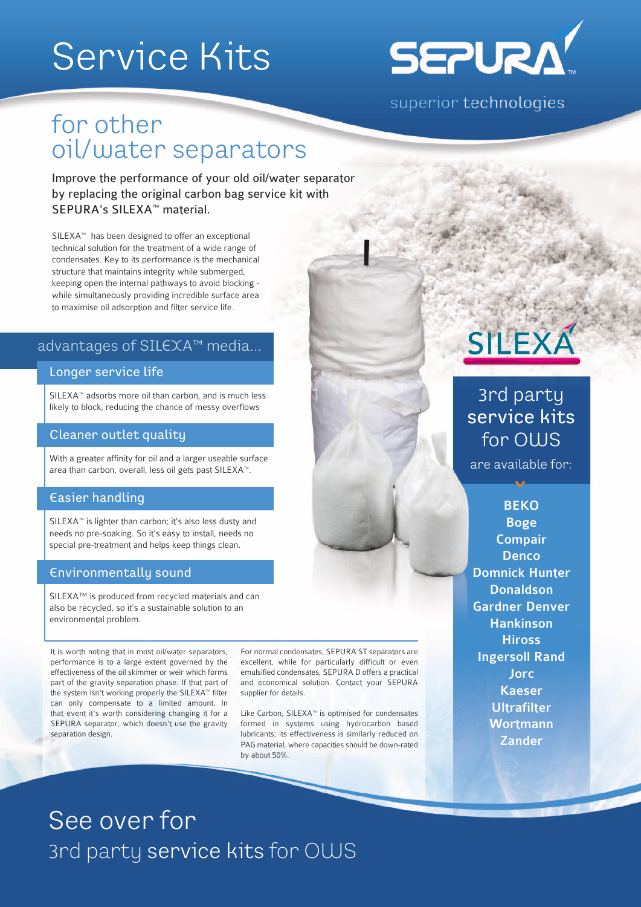# Service Kits

SEPURA™

superior technologies

## for other oil/water separators

**Improve the performance of your old oil/water separator by replacing the original carbon bag service kit with SEPURA's SILEXA™ material.**

SILEXA™ has been designed to offer an exceptional technical solution for the treatment of a wide range of condensates. Key to its performance is the mechanical structure that maintains integrity while submerged, keeping open the internal pathways to avoid blocking - while simultaneously providing incredible surface area to maximise oil adsorption and filter service life.

## advantages of SILEXA™ media...

### Longer service life

SILEXA™ adsorbs more oil than carbon, and is much less likely to block, reducing the chance of messy overflows

### Cleaner outlet quality

With a greater affinity for oil and a larger useable surface area than carbon, overall, less oil gets past SILEXA™.

### Easier handling

SILEXA™ is lighter than carbon; it's also less dusty and needs no pre-soaking. So it's easy to install, needs no special pre-treatment and helps keep things clean.

### Environmentally sound

SILEXA™ is produced from recycled materials and can also be recycled, so it's a sustainable solution to an environmental problem.

It is worth noting that in most oil/water separators, performance is to a large extent governed by the effectiveness of the oil skimmer or weir which forms part of the gravity separation phase. If that part of the system isn't working properly the SILEXA™ filter can only compensate to a limited amount. In that event it's worth considering changing it for a SEPURA separator, which doesn't use the gravity separation design.

For normal condensates, SEPURA ST separators are excellent, while for particularly difficult or even emulsified condensates, SEPURA D offers a practical and economical solution. Contact your SEPURA supplier for details.

Like Carbon, SILEXA™ is optimised for condensates formed in systems using hydrocarbon based lubricants; its effectiveness is similarly reduced on PAG material, where capacities should be down-rated by about 50%.

SILEXA

## 3rd party service kits for OWS

are available for:

**BEKO**
**Boge**
**Compair**
**Denco**
**Domnick Hunter**
**Donaldson**
**Gardner Denver**
**Hankinson**
**Hiross**
**Ingersoll Rand**
**Jorc**
**Kaeser**
**Ultrafilter**
**Wortmann**
**Zander**

## See over for 3rd party service kits for OWS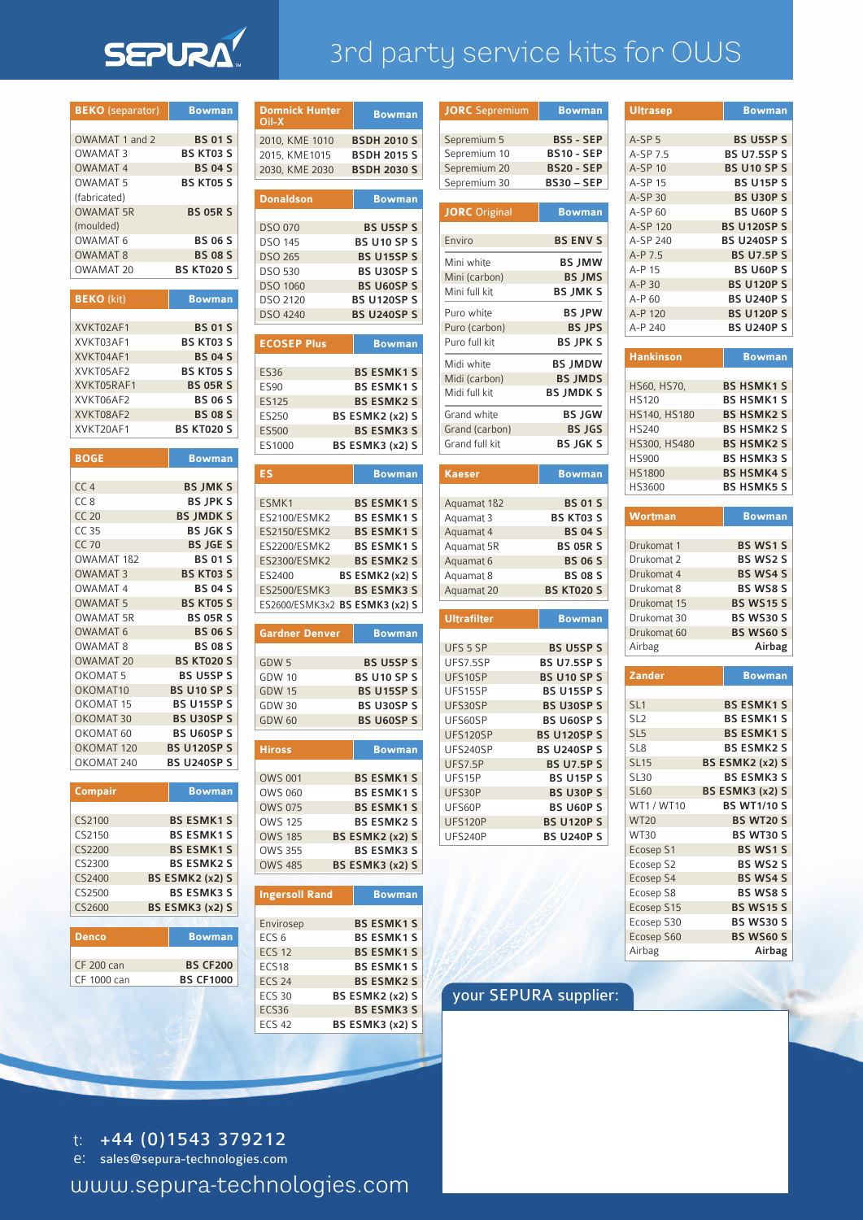# SEPURA 3rd party service kits for OWS

| BEKO (separator) | Bowman |
|---|---|
| OWAMAT 1 and 2 | BS 01 S |
| OWAMAT 3 | BS KT03 S |
| OWAMAT 4 | BS 04 S |
| OWAMAT 5 (fabricated) | BS KT05 S |
| OWAMAT 5R (moulded) | BS 05R S |
| OWAMAT 6 | BS 06 S |
| OWAMAT 8 | BS 08 S |
| OWAMAT 20 | BS KT020 S |

| BEKO (kit) | Bowman |
|---|---|
| XVKT02AF1 | BS 01 S |
| XVKT03AF1 | BS KT03 S |
| XVKT04AF1 | BS 04 S |
| XVKT05AF2 | BS KT05 S |
| XVKT05RAF1 | BS 05R S |
| XVKT06AF2 | BS 06 S |
| XVKT08AF2 | BS 08 S |
| XVKT20AF1 | BS KT020 S |

| BOGE | Bowman |
|---|---|
| CC 4 | BS JMK S |
| CC 8 | BS JPK S |
| CC 20 | BS JMDK S |
| CC 35 | BS JGK S |
| CC 70 | BS JGE S |
| OWAMAT 1&2 | BS 01 S |
| OWAMAT 3 | BS KT03 S |
| OWAMAT 4 | BS 04 S |
| OWAMAT 5 | BS KT05 S |
| OWAMAT 5R | BS 05R S |
| OWAMAT 6 | BS 06 S |
| OWAMAT 8 | BS 08 S |
| OWAMAT 20 | BS KT020 S |
| OKOMAT 5 | BS U5SP S |
| OKOMAT10 | BS U10 SP S |
| OKOMAT 15 | BS U15SP S |
| OKOMAT 30 | BS U30SP S |
| OKOMAT 60 | BS U60SP S |
| OKOMAT 120 | BS U120SP S |
| OKOMAT 240 | BS U240SP S |

| Compair | Bowman |
|---|---|
| CS2100 | BS ESMK1 S |
| CS2150 | BS ESMK1 S |
| CS2200 | BS ESMK1 S |
| CS2300 | BS ESMK2 S |
| CS2400 | BS ESMK2 (x2) S |
| CS2500 | BS ESMK3 S |
| CS2600 | BS ESMK3 (x2) S |

| Denco | Bowman |
|---|---|
| CF 200 can | BS CF200 |
| CF 1000 can | BS CF1000 |

| Domnick Hunter Oil-X | Bowman |
|---|---|
| 2010, KME 1010 | BSDH 2010 S |
| 2015, KME1015 | BSDH 2015 S |
| 2030, KME 2030 | BSDH 2030 S |

| Donaldson | Bowman |
|---|---|
| DSO 070 | BS U5SP S |
| DSO 145 | BS U10 SP S |
| DSO 265 | BS U15SP S |
| DSO 530 | BS U30SP S |
| DSO 1060 | BS U60SP S |
| DSO 2120 | BS U120SP S |
| DSO 4240 | BS U240SP S |

| ECOSEP Plus | Bowman |
|---|---|
| ES36 | BS ESMK1 S |
| ES90 | BS ESMK1 S |
| ES125 | BS ESMK2 S |
| ES250 | BS ESMK2 (x2) S |
| ES500 | BS ESMK3 S |
| ES1000 | BS ESMK3 (x2) S |

| ES | Bowman |
|---|---|
| ESMK1 | BS ESMK1 S |
| ES2100/ESMK2 | BS ESMK1 S |
| ES2150/ESMK2 | BS ESMK1 S |
| ES2200/ESMK2 | BS ESMK1 S |
| ES2300/ESMK2 | BS ESMK2 S |
| ES2400 | BS ESMK2 (x2) S |
| ES2500/ESMK3 | BS ESMK3 S |
| ES2600/ESMK3x2 | BS ESMK3 (x2) S |

| Gardner Denver | Bowman |
|---|---|
| GDW 5 | BS U5SP S |
| GDW 10 | BS U10 SP S |
| GDW 15 | BS U15SP S |
| GDW 30 | BS U30SP S |
| GDW 60 | BS U60SP S |

| Hiross | Bowman |
|---|---|
| OWS 001 | BS ESMK1 S |
| OWS 060 | BS ESMK1 S |
| OWS 075 | BS ESMK1 S |
| OWS 125 | BS ESMK2 S |
| OWS 185 | BS ESMK2 (x2) S |
| OWS 355 | BS ESMK3 S |
| OWS 485 | BS ESMK3 (x2) S |

| Ingersoll Rand | Bowman |
|---|---|
| Envirosep | BS ESMK1 S |
| ECS 6 | BS ESMK1 S |
| ECS 12 | BS ESMK1 S |
| ECS18 | BS ESMK1 S |
| ECS 24 | BS ESMK2 S |
| ECS 30 | BS ESMK2 (x2) S |
| ECS36 | BS ESMK3 S |
| ECS 42 | BS ESMK3 (x2) S |

| JORC Sepremium | Bowman |
|---|---|
| Sepremium 5 | BS5 - SEP |
| Sepremium 10 | BS10 - SEP |
| Sepremium 20 | BS20 - SEP |
| Sepremium 30 | BS30 – SEP |

| JORC Original | Bowman |
|---|---|
| Enviro | BS ENV S |
| Mini white | BS JMW |
| Mini (carbon) | BS JMS |
| Mini full kit | BS JMK S |
| Puro white | BS JPW |
| Puro (carbon) | BS JPS |
| Puro full kit | BS JPK S |
| Midi white | BS JMDW |
| Midi (carbon) | BS JMDS |
| Midi full kit | BS JMDK S |
| Grand white | BS JGW |
| Grand (carbon) | BS JGS |
| Grand full kit | BS JGK S |

| Kaeser | Bowman |
|---|---|
| Aquamat 1&2 | BS 01 S |
| Aquamat 3 | BS KT03 S |
| Aquamat 4 | BS 04 S |
| Aquamat 5R | BS 05R S |
| Aquamat 6 | BS 06 S |
| Aquamat 8 | BS 08 S |
| Aquamat 20 | BS KT020 S |

| Ultrafilter | Bowman |
|---|---|
| UFS 5 SP | BS U5SP S |
| UFS7.5SP | BS U7.5SP S |
| UFS10SP | BS U10 SP S |
| UFS15SP | BS U15SP S |
| UFS30SP | BS U30SP S |
| UFS60SP | BS U60SP S |
| UFS120SP | BS U120SP S |
| UFS240SP | BS U240SP S |
| UFS7.5P | BS U7.5P S |
| UFS15P | BS U15P S |
| UFS30P | BS U30P S |
| UFS60P | BS U60P S |
| UFS120P | BS U120P S |
| UFS240P | BS U240P S |

| Ultrasep | Bowman |
|---|---|
| A-SP 5 | BS U5SP S |
| A-SP 7.5 | BS U7.5SP S |
| A-SP 10 | BS U10 SP S |
| A-SP 15 | BS U15P S |
| A-SP 30 | BS U30P S |
| A-SP 60 | BS U60P S |
| A-SP 120 | BS U120SP S |
| A-SP 240 | BS U240SP S |
| A-P 7.5 | BS U7.5P S |
| A-P 15 | BS U60P S |
| A-P 30 | BS U120P S |
| A-P 60 | BS U240P S |
| A-P 120 | BS U120P S |
| A-P 240 | BS U240P S |

| Hankinson | Bowman |
|---|---|
| HS60, HS70, | BS HSMK1 S |
| HS120 | BS HSMK1 S |
| HS140, HS180 | BS HSMK2 S |
| HS240 | BS HSMK2 S |
| HS300, HS480 | BS HSMK2 S |
| HS900 | BS HSMK3 S |
| HS1800 | BS HSMK4 S |
| HS3600 | BS HSMK5 S |

| Wortman | Bowman |
|---|---|
| Drukomat 1 | BS WS1 S |
| Drukomat 2 | BS WS2 S |
| Drukomat 4 | BS WS4 S |
| Drukomat 8 | BS WS8 S |
| Drukomat 15 | BS WS15 S |
| Drukomat 30 | BS WS30 S |
| Drukomat 60 | BS WS60 S |
| Airbag | Airbag |

| Zander | Bowman |
|---|---|
| SL1 | BS ESMK1 S |
| SL2 | BS ESMK1 S |
| SL5 | BS ESMK1 S |
| SL8 | BS ESMK2 S |
| SL15 | BS ESMK2 (x2) S |
| SL30 | BS ESMK3 S |
| SL60 | BS ESMK3 (x2) S |
| WT1 / WT10 | BS WT1/10 S |
| WT20 | BS WT20 S |
| WT30 | BS WT30 S |
| Ecosep S1 | BS WS1 S |
| Ecosep S2 | BS WS2 S |
| Ecosep S4 | BS WS4 S |
| Ecosep S8 | BS WS8 S |
| Ecosep S15 | BS WS15 S |
| Ecosep S30 | BS WS30 S |
| Ecosep S60 | BS WS60 S |
| Airbag | Airbag |

your SEPURA supplier:

t: +44 (0)1543 379212
e: sales@sepura-technologies.com
www.sepura-technologies.com